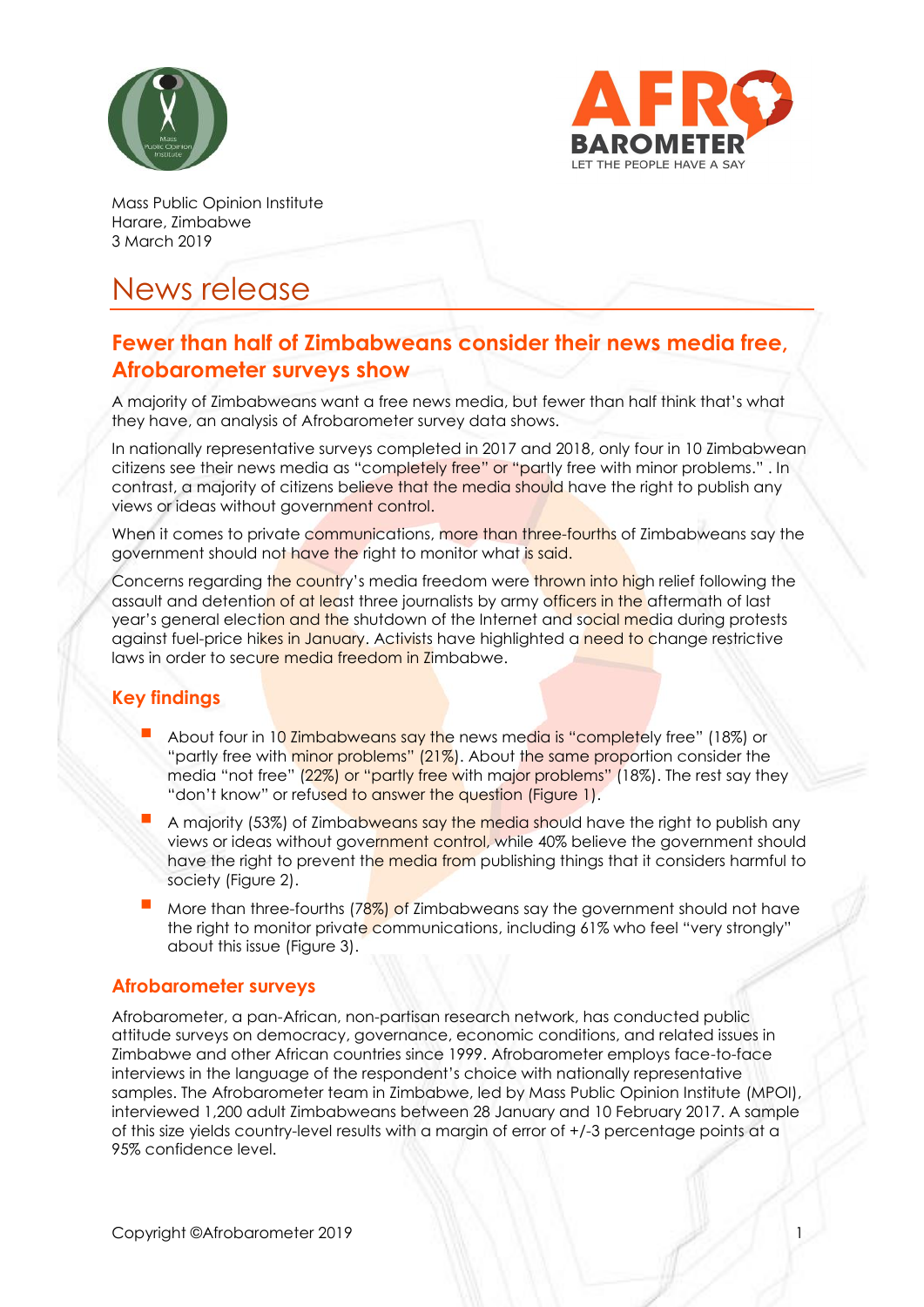Mass Public Opinion Institute
Harare, Zimbabwe
3 March 2019

# News release

## Fewer than half of Zimbabweans consider their news media free, Afrobarometer surveys show

A majority of Zimbabweans want a free news media, but fewer than half think that's what they have, an analysis of Afrobarometer survey data shows.

In nationally representative surveys completed in 2017 and 2018, only four in 10 Zimbabwean citizens see their news media as "completely free" or "partly free with minor problems." . In contrast, a majority of citizens believe that the media should have the right to publish any views or ideas without government control.

When it comes to private communications, more than three-fourths of Zimbabweans say the government should not have the right to monitor what is said.

Concerns regarding the country's media freedom were thrown into high relief following the assault and detention of at least three journalists by army officers in the aftermath of last year's general election and the shutdown of the Internet and social media during protests against fuel-price hikes in January. Activists have highlighted a need to change restrictive laws in order to secure media freedom in Zimbabwe.

### Key findings

- About four in 10 Zimbabweans say the news media is "completely free" (18%) or "partly free with minor problems" (21%). About the same proportion consider the media "not free" (22%) or "partly free with major problems" (18%). The rest say they "don't know" or refused to answer the question (Figure 1).
- A majority (53%) of Zimbabweans say the media should have the right to publish any views or ideas without government control, while 40% believe the government should have the right to prevent the media from publishing things that it considers harmful to society (Figure 2).
- More than three-fourths (78%) of Zimbabweans say the government should not have the right to monitor private communications, including 61% who feel "very strongly" about this issue (Figure 3).

### Afrobarometer surveys

Afrobarometer, a pan-African, non-partisan research network, has conducted public attitude surveys on democracy, governance, economic conditions, and related issues in Zimbabwe and other African countries since 1999. Afrobarometer employs face-to-face interviews in the language of the respondent's choice with nationally representative samples. The Afrobarometer team in Zimbabwe, led by Mass Public Opinion Institute (MPOI), interviewed 1,200 adult Zimbabweans between 28 January and 10 February 2017. A sample of this size yields country-level results with a margin of error of +/-3 percentage points at a 95% confidence level.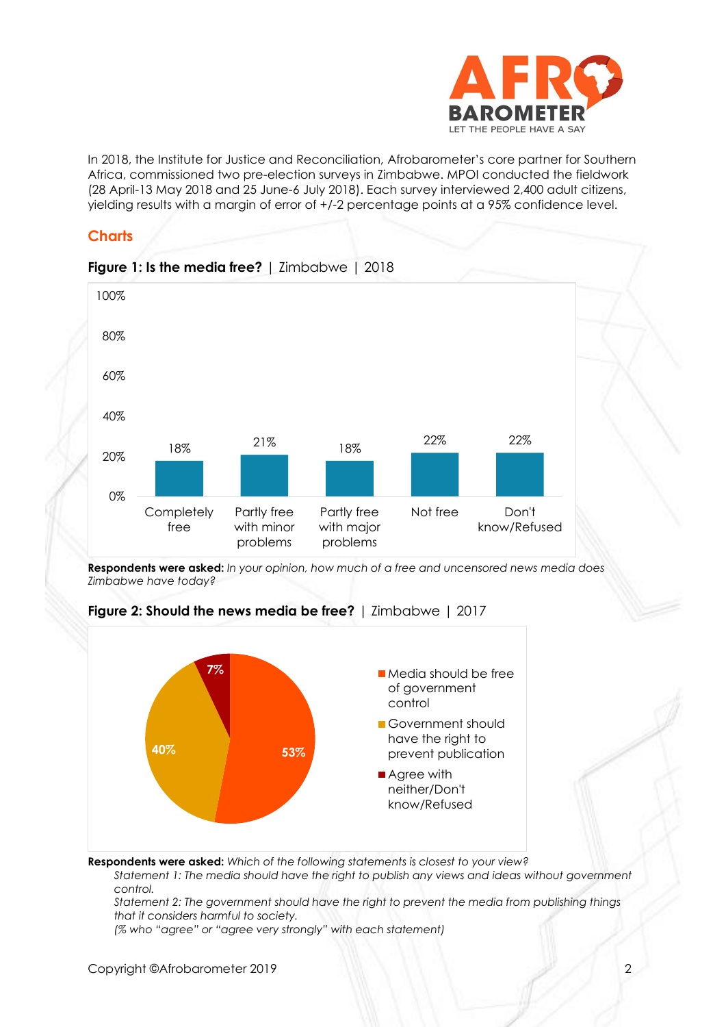In 2018, the Institute for Justice and Reconciliation, Afrobarometer's core partner for Southern Africa, commissioned two pre-election surveys in Zimbabwe. MPOI conducted the fieldwork (28 April-13 May 2018 and 25 June-6 July 2018). Each survey interviewed 2,400 adult citizens, yielding results with a margin of error of +/-2 percentage points at a 95% confidence level.

## Charts

**Figure 1: Is the media free?** | Zimbabwe | 2018

| Response | % |
|---|---|
| Completely free | 18% |
| Partly free with minor problems | 21% |
| Partly free with major problems | 18% |
| Not free | 22% |
| Don't know/Refused | 22% |

**Respondents were asked:** *In your opinion, how much of a free and uncensored news media does Zimbabwe have today?*

**Figure 2: Should the news media be free?** | Zimbabwe | 2017

| Response | % |
|---|---|
| Media should be free of government control | 53% |
| Government should have the right to prevent publication | 40% |
| Agree with neither/Don't know/Refused | 7% |

**Respondents were asked:** *Which of the following statements is closest to your view?*

*Statement 1: The media should have the right to publish any views and ideas without government control.*

*Statement 2: The government should have the right to prevent the media from publishing things that it considers harmful to society.*

*(% who "agree" or "agree very strongly" with each statement)*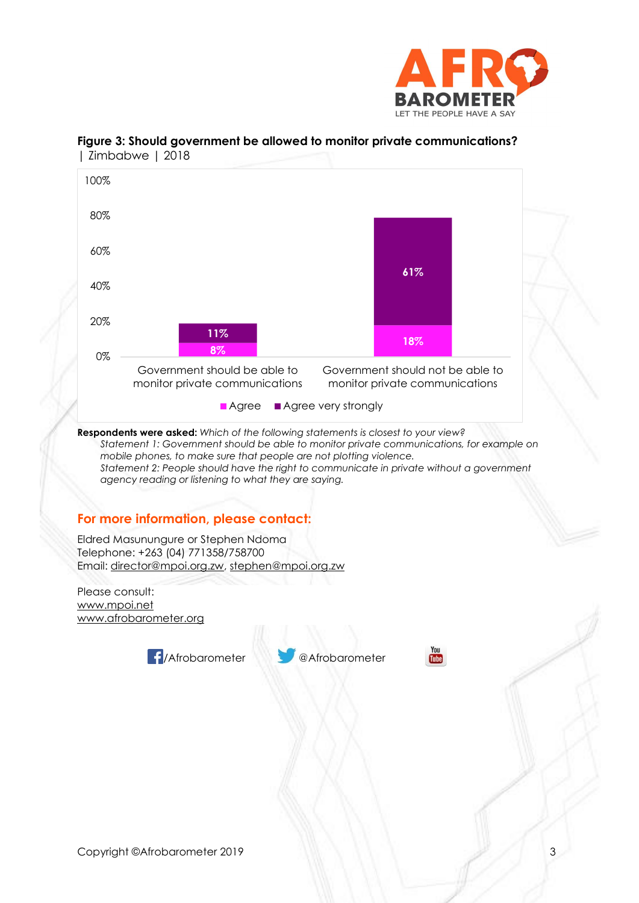**Figure 3: Should government be allowed to monitor private communications?** | Zimbabwe | 2018

100%
80%
60%
40%
20%
0%

11%
8%
61%
18%

Government should be able to monitor private communications

Government should not be able to monitor private communications

Agree ■ Agree very strongly

**Respondents were asked:** *Which of the following statements is closest to your view?*

*Statement 1: Government should be able to monitor private communications, for example on mobile phones, to make sure that people are not plotting violence.*

*Statement 2: People should have the right to communicate in private without a government agency reading or listening to what they are saying.*

## For more information, please contact:

Eldred Masunungure or Stephen Ndoma
Telephone: +263 (04) 771358/758700
Email: director@mpoi.org.zw, stephen@mpoi.org.zw

Please consult:
www.mpoi.net
www.afrobarometer.org

/Afrobarometer @Afrobarometer

Copyright ©Afrobarometer 2019